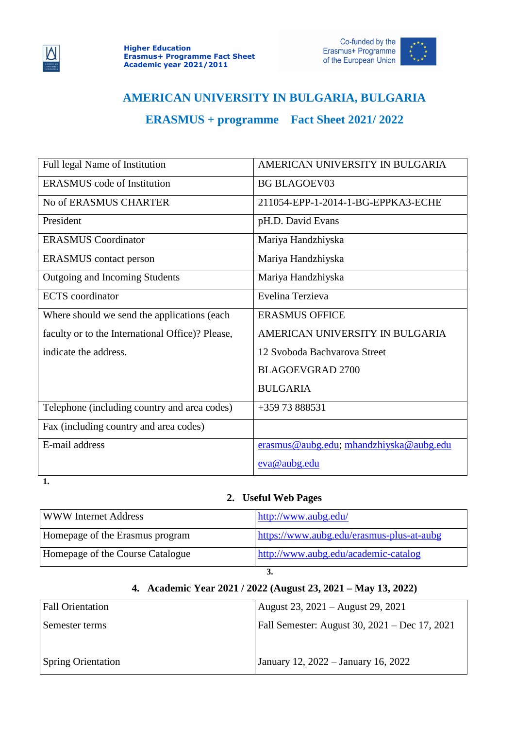# AMERICAN UNIVERSITY IN BULGARIA, BULGARIA

## ERASMUS + programme Fact Sheet 2021/ 2022

| Full legal Name of Institution | AMERICAN UNIVERSITY IN BULGARIA |
|---|---|
| ERASMUS code of Institution | BG BLAGOEV03 |
| No of ERASMUS CHARTER | 211054-EPP-1-2014-1-BG-EPPKA3-ECHE |
| President | pH.D. David Evans |
| ERASMUS Coordinator | Mariya Handzhiyska |
| ERASMUS contact person | Mariya Handzhiyska |
| Outgoing and Incoming Students | Mariya Handzhiyska |
| ECTS coordinator | Evelina Terzieva |
| Where should we send the applications (each faculty or to the International Office)? Please, indicate the address. | ERASMUS OFFICE<br>AMERICAN UNIVERSITY IN BULGARIA<br>12 Svoboda Bachvarova Street<br>BLAGOEVGRAD 2700<br>BULGARIA |
| Telephone (including country and area codes) | +359 73 888531 |
| Fax (including country and area codes) | |
| E-mail address | erasmus@aubg.edu; mhandzhiyska@aubg.edu<br>eva@aubg.edu |

1.

## 2. Useful Web Pages

| WWW Internet Address | http://www.aubg.edu/ |
|---|---|
| Homepage of the Erasmus program | https://www.aubg.edu/erasmus-plus-at-aubg |
| Homepage of the Course Catalogue | http://www.aubg.edu/academic-catalog |

3.

## 4. Academic Year 2021 / 2022 (August 23, 2021 – May 13, 2022)

| Fall Orientation | August 23, 2021 – August 29, 2021 |
|---|---|
| Semester terms | Fall Semester: August 30, 2021 – Dec 17, 2021 |
| Spring Orientation | January 12, 2022 – January 16, 2022 |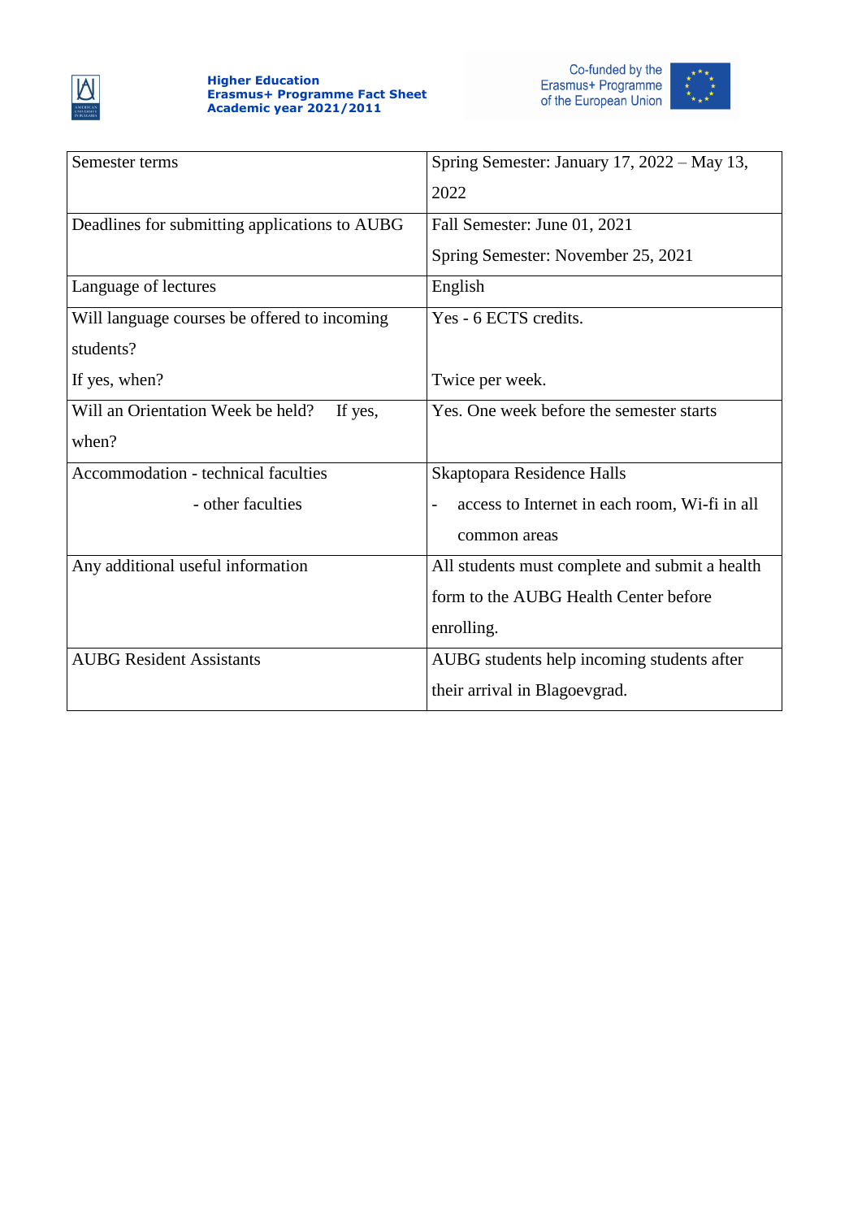| | |
|---|---|
| Semester terms | Spring Semester: January 17, 2022 – May 13, 2022 |
| Deadlines for submitting applications to AUBG | Fall Semester: June 01, 2021<br>Spring Semester: November 25, 2021 |
| Language of lectures | English |
| Will language courses be offered to incoming students?<br>If yes, when? | Yes - 6 ECTS credits.<br><br>Twice per week. |
| Will an Orientation Week be held? If yes, when? | Yes. One week before the semester starts |
| Accommodation - technical faculties<br>- other faculties | Skaptopara Residence Halls<br>- access to Internet in each room, Wi-fi in all common areas |
| Any additional useful information | All students must complete and submit a health form to the AUBG Health Center before enrolling. |
| AUBG Resident Assistants | AUBG students help incoming students after their arrival in Blagoevgrad. |